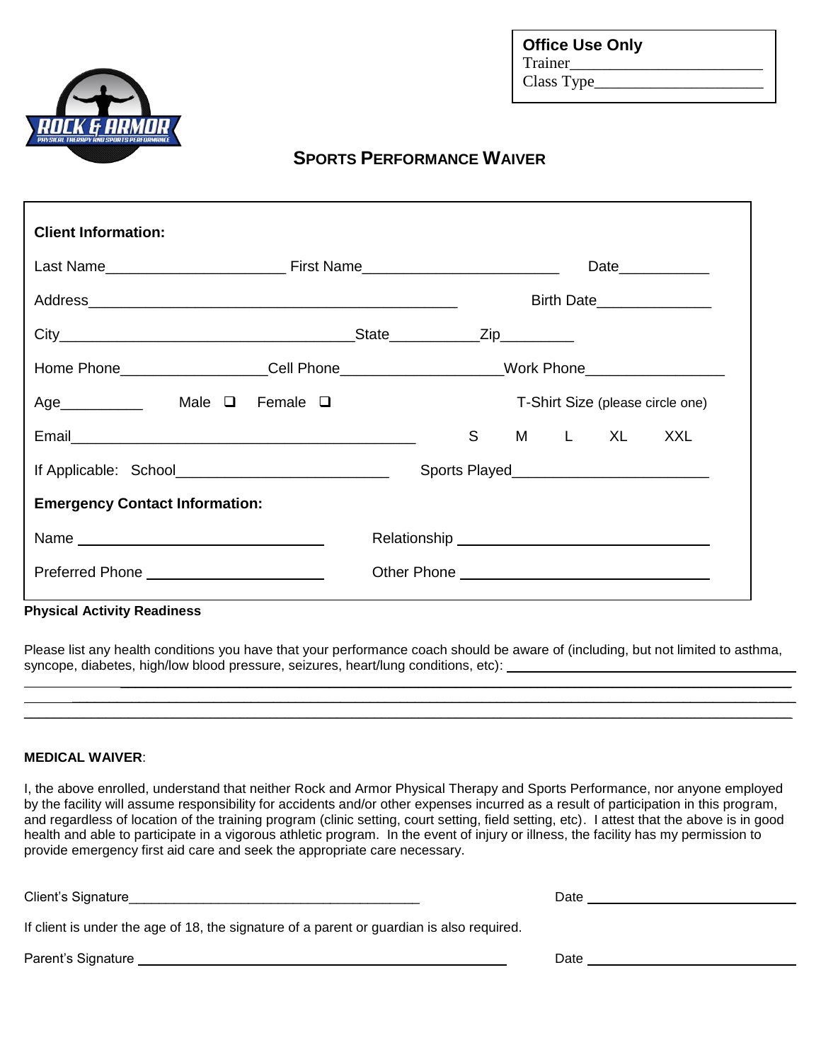**Office Use Only**
Trainer\_\_\_\_\_\_\_\_\_\_\_\_\_\_\_\_\_\_\_\_\_\_\_
Class Type\_\_\_\_\_\_\_\_\_\_\_\_\_\_\_\_\_\_\_\_

# SPORTS PERFORMANCE WAIVER

**Client Information:**

Last Name\_\_\_\_\_\_\_\_\_\_\_\_\_\_\_\_\_\_\_\_\_ First Name\_\_\_\_\_\_\_\_\_\_\_\_\_\_\_\_\_\_\_\_\_\_\_ Date\_\_\_\_\_\_\_\_\_\_\_

Address\_\_\_\_\_\_\_\_\_\_\_\_\_\_\_\_\_\_\_\_\_\_\_\_\_\_\_\_\_\_\_\_\_\_\_\_\_\_\_\_\_\_\_\_\_ Birth Date\_\_\_\_\_\_\_\_\_\_\_\_\_\_

City\_\_\_\_\_\_\_\_\_\_\_\_\_\_\_\_\_\_\_\_\_\_\_\_\_\_\_\_\_\_\_\_\_\_\_\_State\_\_\_\_\_\_\_\_\_\_\_Zip\_\_\_\_\_\_\_\_\_

Home Phone\_\_\_\_\_\_\_\_\_\_\_\_\_\_\_\_\_Cell Phone\_\_\_\_\_\_\_\_\_\_\_\_\_\_\_\_\_\_\_Work Phone\_\_\_\_\_\_\_\_\_\_\_\_\_\_\_\_

Age\_\_\_\_\_\_\_\_\_\_ Male ❑ Female ❑ T-Shirt Size (please circle one)

Email\_\_\_\_\_\_\_\_\_\_\_\_\_\_\_\_\_\_\_\_\_\_\_\_\_\_\_\_\_\_\_\_\_\_\_\_\_\_\_\_\_\_ S M L XL XXL

If Applicable: School\_\_\_\_\_\_\_\_\_\_\_\_\_\_\_\_\_\_\_\_\_\_\_\_\_ Sports Played\_\_\_\_\_\_\_\_\_\_\_\_\_\_\_\_\_\_\_\_\_\_\_

**Emergency Contact Information:**

Name \_\_\_\_\_\_\_\_\_\_\_\_\_\_\_\_\_\_\_\_\_\_\_\_\_\_\_\_\_\_ Relationship \_\_\_\_\_\_\_\_\_\_\_\_\_\_\_\_\_\_\_\_\_\_\_\_\_\_\_\_\_\_

Preferred Phone \_\_\_\_\_\_\_\_\_\_\_\_\_\_\_\_\_\_\_\_\_\_ Other Phone \_\_\_\_\_\_\_\_\_\_\_\_\_\_\_\_\_\_\_\_\_\_\_\_\_\_\_\_\_\_

**Physical Activity Readiness**

Please list any health conditions you have that your performance coach should be aware of (including, but not limited to asthma, syncope, diabetes, high/low blood pressure, seizures, heart/lung conditions, etc): \_\_\_\_\_\_\_\_\_\_\_\_\_\_\_\_\_\_\_\_\_\_\_\_\_\_\_\_\_\_\_\_\_\_\_\_\_\_\_\_\_\_\_\_\_\_\_\_\_\_\_\_\_\_\_\_\_\_\_\_\_\_\_\_\_\_\_\_\_\_\_\_\_\_\_\_\_\_\_\_\_\_\_\_\_\_\_\_\_\_\_\_\_\_\_\_\_\_\_\_\_\_\_\_\_\_\_\_\_\_\_\_\_\_\_\_\_\_\_\_\_\_\_\_\_\_\_\_\_\_\_\_\_\_\_\_\_\_\_\_\_\_\_\_\_\_\_\_\_\_\_\_\_\_\_\_\_\_\_\_\_\_\_\_\_\_\_\_\_\_\_\_\_\_\_\_\_\_\_\_\_\_\_\_\_\_\_\_\_\_\_\_\_\_\_\_\_\_\_\_\_\_\_\_\_\_\_\_\_\_\_\_\_\_\_\_\_\_\_\_\_\_\_\_\_\_\_

**MEDICAL WAIVER**:

I, the above enrolled, understand that neither Rock and Armor Physical Therapy and Sports Performance, nor anyone employed by the facility will assume responsibility for accidents and/or other expenses incurred as a result of participation in this program, and regardless of location of the training program (clinic setting, court setting, field setting, etc). I attest that the above is in good health and able to participate in a vigorous athletic program. In the event of injury or illness, the facility has my permission to provide emergency first aid care and seek the appropriate care necessary.

Client's Signature\_\_\_\_\_\_\_\_\_\_\_\_\_\_\_\_\_\_\_\_\_\_\_\_\_\_\_\_\_\_\_\_\_\_\_\_\_\_\_ Date \_\_\_\_\_\_\_\_\_\_\_\_\_\_\_\_\_\_\_\_\_\_\_\_\_\_\_\_

If client is under the age of 18, the signature of a parent or guardian is also required.

Parent's Signature \_\_\_\_\_\_\_\_\_\_\_\_\_\_\_\_\_\_\_\_\_\_\_\_\_\_\_\_\_\_\_\_\_\_\_\_\_\_\_\_\_\_\_\_\_\_\_\_\_ Date \_\_\_\_\_\_\_\_\_\_\_\_\_\_\_\_\_\_\_\_\_\_\_\_\_\_\_\_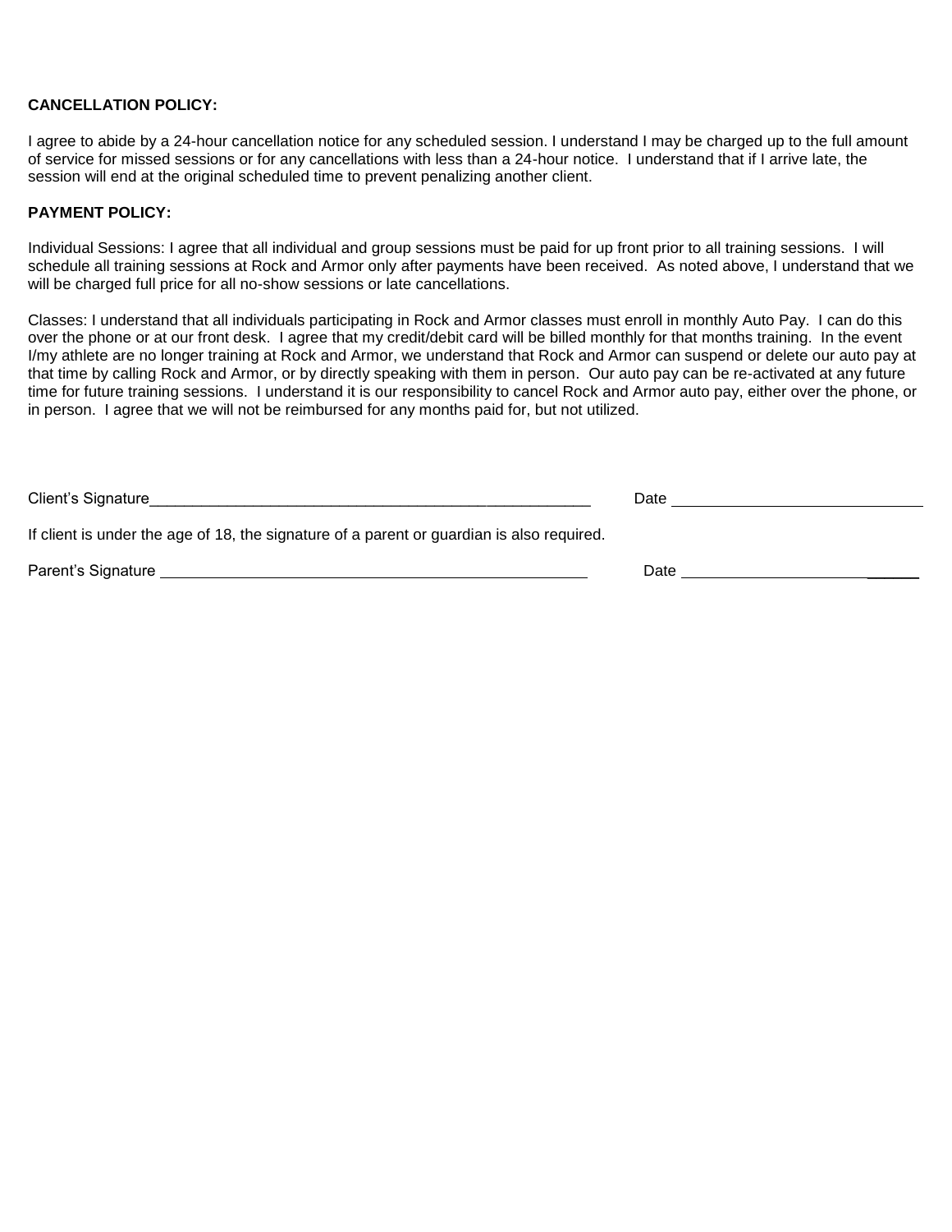**CANCELLATION POLICY:**

I agree to abide by a 24-hour cancellation notice for any scheduled session. I understand I may be charged up to the full amount of service for missed sessions or for any cancellations with less than a 24-hour notice. I understand that if I arrive late, the session will end at the original scheduled time to prevent penalizing another client.

**PAYMENT POLICY:**

Individual Sessions: I agree that all individual and group sessions must be paid for up front prior to all training sessions. I will schedule all training sessions at Rock and Armor only after payments have been received. As noted above, I understand that we will be charged full price for all no-show sessions or late cancellations.

Classes: I understand that all individuals participating in Rock and Armor classes must enroll in monthly Auto Pay. I can do this over the phone or at our front desk. I agree that my credit/debit card will be billed monthly for that months training. In the event I/my athlete are no longer training at Rock and Armor, we understand that Rock and Armor can suspend or delete our auto pay at that time by calling Rock and Armor, or by directly speaking with them in person. Our auto pay can be re-activated at any future time for future training sessions. I understand it is our responsibility to cancel Rock and Armor auto pay, either over the phone, or in person. I agree that we will not be reimbursed for any months paid for, but not utilized.

Client's Signature_____________________________________________________ Date ______________________________

If client is under the age of 18, the signature of a parent or guardian is also required.

Parent's Signature _____________________________________________________ Date ______________________________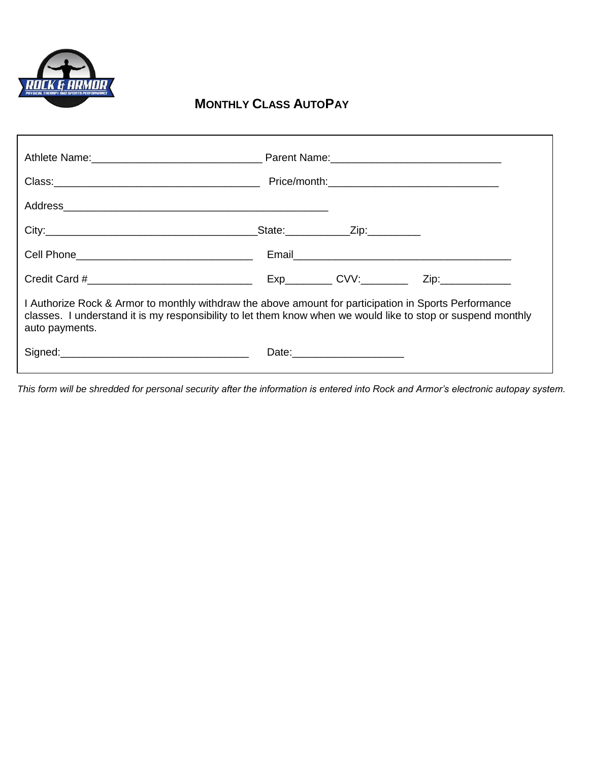## MONTHLY CLASS AUTOPAY

Athlete Name:____________________________ Parent Name:____________________________

Class:___________________________________ Price/month:____________________________

Address_____________________________________________

City:____________________________________State:__________Zip:_________

Cell Phone______________________________ Email____________________________________

Credit Card #____________________________ Exp________ CVV:________ Zip:____________

I Authorize Rock & Armor to monthly withdraw the above amount for participation in Sports Performance classes. I understand it is my responsibility to let them know when we would like to stop or suspend monthly auto payments.

Signed:_______________________________ Date:__________________

*This form will be shredded for personal security after the information is entered into Rock and Armor's electronic autopay system.*